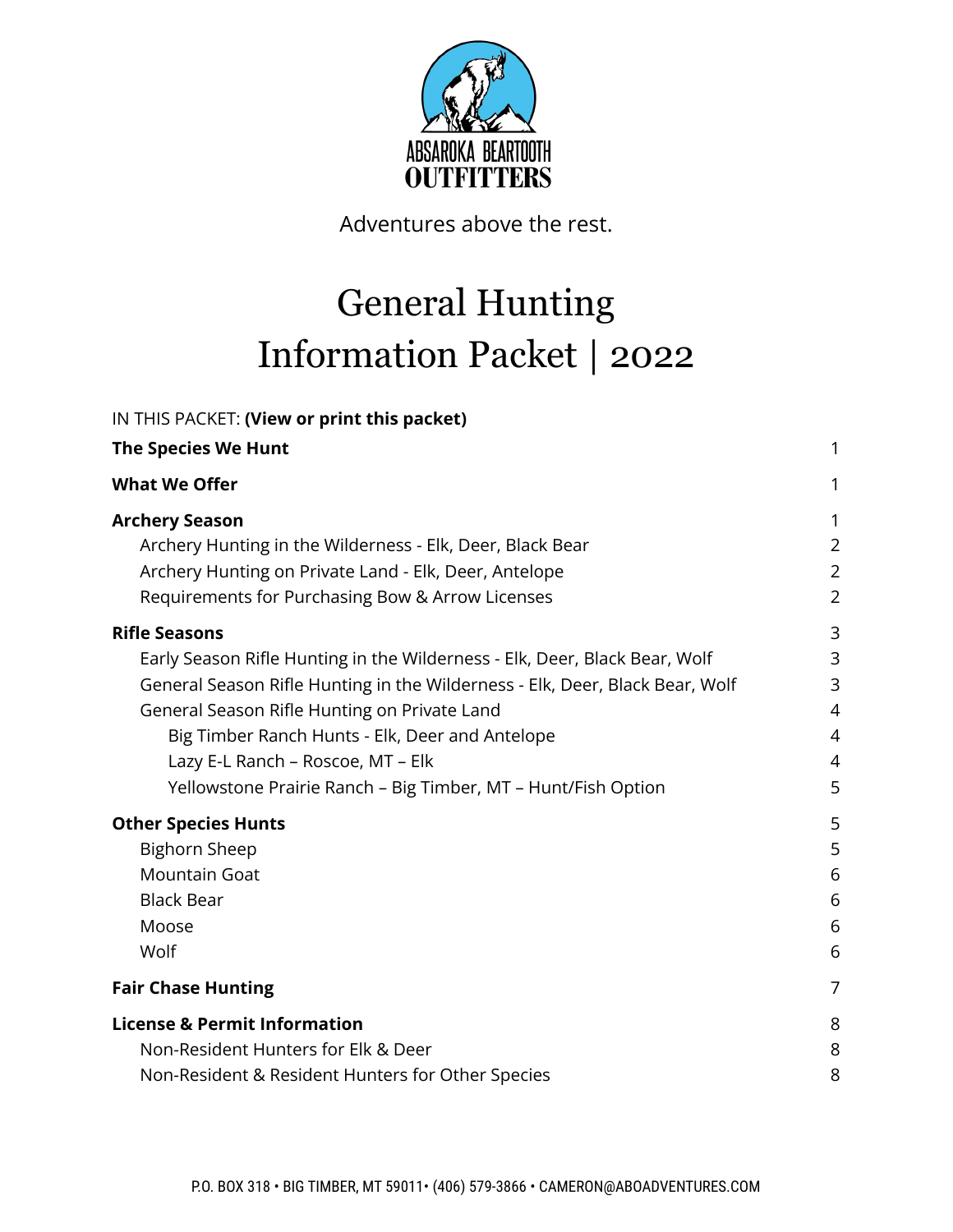ABSAROKA BEARTOOTH OUTFITTERS

Adventures above the rest.

# General Hunting Information Packet | 2022

IN THIS PACKET: **(View or print this packet)**

| | |
|---|---|
| **The Species We Hunt** | 1 |
| **What We Offer** | 1 |
| **Archery Season** | 1 |
| Archery Hunting in the Wilderness - Elk, Deer, Black Bear | 2 |
| Archery Hunting on Private Land - Elk, Deer, Antelope | 2 |
| Requirements for Purchasing Bow & Arrow Licenses | 2 |
| **Rifle Seasons** | 3 |
| Early Season Rifle Hunting in the Wilderness - Elk, Deer, Black Bear, Wolf | 3 |
| General Season Rifle Hunting in the Wilderness - Elk, Deer, Black Bear, Wolf | 3 |
| General Season Rifle Hunting on Private Land | 4 |
| Big Timber Ranch Hunts - Elk, Deer and Antelope | 4 |
| Lazy E-L Ranch – Roscoe, MT – Elk | 4 |
| Yellowstone Prairie Ranch – Big Timber, MT – Hunt/Fish Option | 5 |
| **Other Species Hunts** | 5 |
| Bighorn Sheep | 5 |
| Mountain Goat | 6 |
| Black Bear | 6 |
| Moose | 6 |
| Wolf | 6 |
| **Fair Chase Hunting** | 7 |
| **License & Permit Information** | 8 |
| Non-Resident Hunters for Elk & Deer | 8 |
| Non-Resident & Resident Hunters for Other Species | 8 |

P.O. BOX 318 • BIG TIMBER, MT 59011• (406) 579-3866 • CAMERON@ABOADVENTURES.COM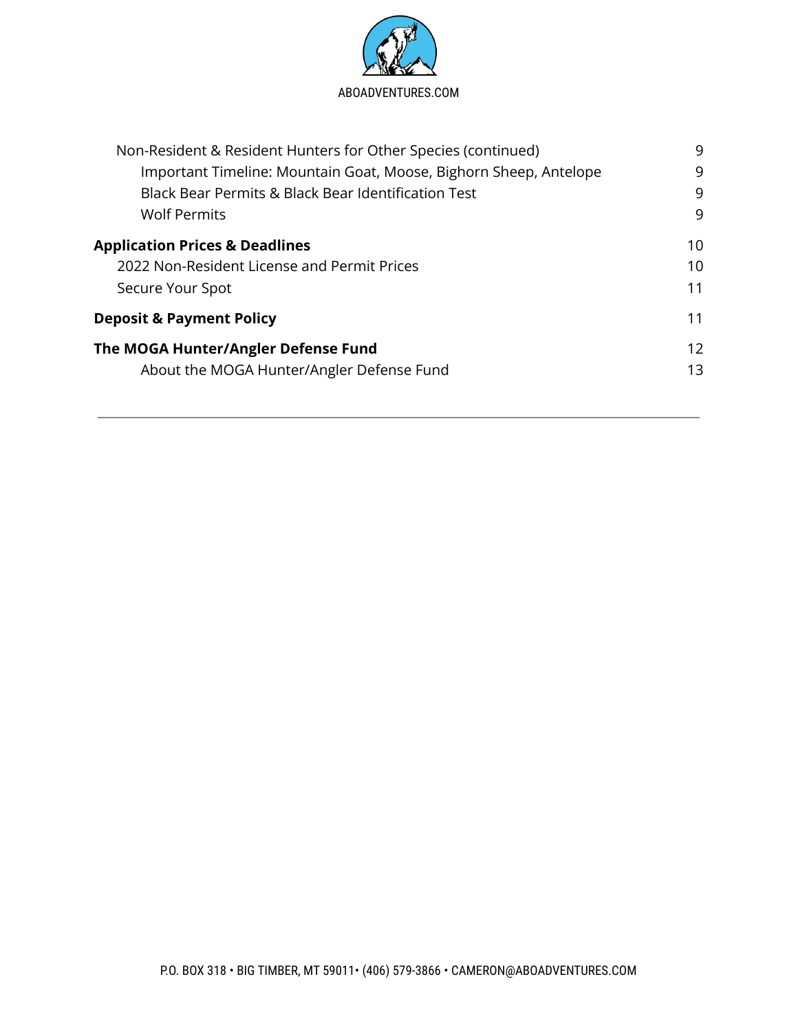Non-Resident & Resident Hunters for Other Species (continued) 9

- Important Timeline: Mountain Goat, Moose, Bighorn Sheep, Antelope 9
- Black Bear Permits & Black Bear Identification Test 9
- Wolf Permits 9

**Application Prices & Deadlines** 10

- 2022 Non-Resident License and Permit Prices 10
- Secure Your Spot 11

**Deposit & Payment Policy** 11

**The MOGA Hunter/Angler Defense Fund** 12

- About the MOGA Hunter/Angler Defense Fund 13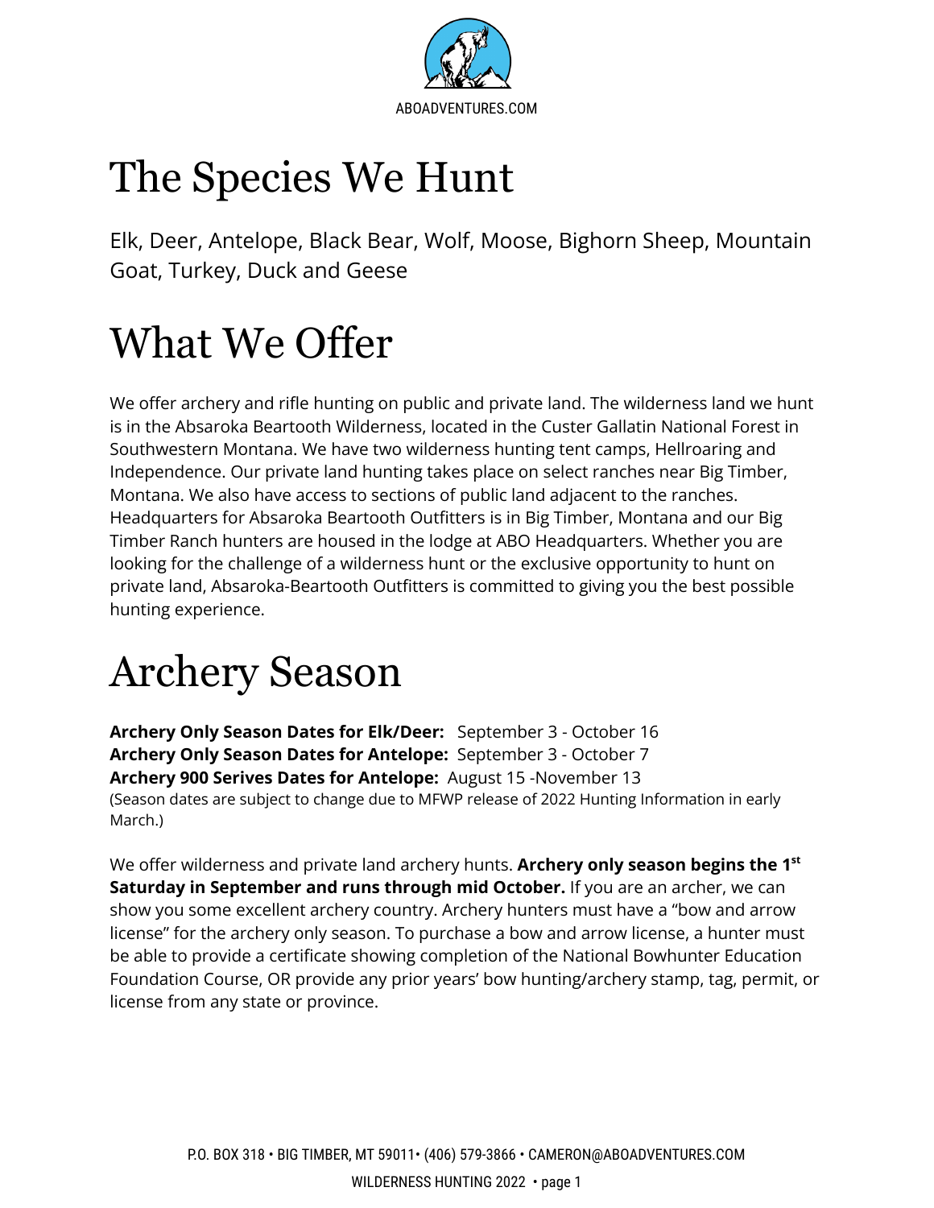# The Species We Hunt

Elk, Deer, Antelope, Black Bear, Wolf, Moose, Bighorn Sheep, Mountain Goat, Turkey, Duck and Geese

# What We Offer

We offer archery and rifle hunting on public and private land. The wilderness land we hunt is in the Absaroka Beartooth Wilderness, located in the Custer Gallatin National Forest in Southwestern Montana. We have two wilderness hunting tent camps, Hellroaring and Independence. Our private land hunting takes place on select ranches near Big Timber, Montana. We also have access to sections of public land adjacent to the ranches. Headquarters for Absaroka Beartooth Outfitters is in Big Timber, Montana and our Big Timber Ranch hunters are housed in the lodge at ABO Headquarters. Whether you are looking for the challenge of a wilderness hunt or the exclusive opportunity to hunt on private land, Absaroka-Beartooth Outfitters is committed to giving you the best possible hunting experience.

# Archery Season

**Archery Only Season Dates for Elk/Deer:** September 3 - October 16
**Archery Only Season Dates for Antelope:** September 3 - October 7
**Archery 900 Serives Dates for Antelope:** August 15 -November 13
(Season dates are subject to change due to MFWP release of 2022 Hunting Information in early March.)

We offer wilderness and private land archery hunts. **Archery only season begins the 1st Saturday in September and runs through mid October.** If you are an archer, we can show you some excellent archery country. Archery hunters must have a "bow and arrow license" for the archery only season. To purchase a bow and arrow license, a hunter must be able to provide a certificate showing completion of the National Bowhunter Education Foundation Course, OR provide any prior years' bow hunting/archery stamp, tag, permit, or license from any state or province.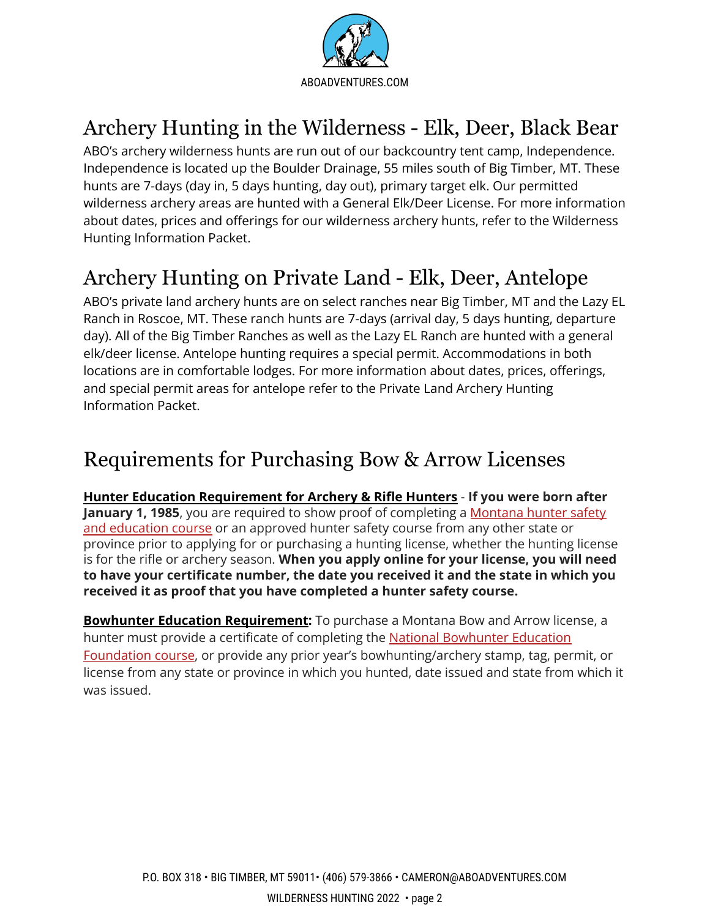## Archery Hunting in the Wilderness - Elk, Deer, Black Bear

ABO's archery wilderness hunts are run out of our backcountry tent camp, Independence. Independence is located up the Boulder Drainage, 55 miles south of Big Timber, MT. These hunts are 7-days (day in, 5 days hunting, day out), primary target elk. Our permitted wilderness archery areas are hunted with a General Elk/Deer License. For more information about dates, prices and offerings for our wilderness archery hunts, refer to the Wilderness Hunting Information Packet.

## Archery Hunting on Private Land - Elk, Deer, Antelope

ABO's private land archery hunts are on select ranches near Big Timber, MT and the Lazy EL Ranch in Roscoe, MT. These ranch hunts are 7-days (arrival day, 5 days hunting, departure day). All of the Big Timber Ranches as well as the Lazy EL Ranch are hunted with a general elk/deer license. Antelope hunting requires a special permit. Accommodations in both locations are in comfortable lodges. For more information about dates, prices, offerings, and special permit areas for antelope refer to the Private Land Archery Hunting Information Packet.

## Requirements for Purchasing Bow & Arrow Licenses

**Hunter Education Requirement for Archery & Rifle Hunters** - **If you were born after January 1, 1985**, you are required to show proof of completing a Montana hunter safety and education course or an approved hunter safety course from any other state or province prior to applying for or purchasing a hunting license, whether the hunting license is for the rifle or archery season. **When you apply online for your license, you will need to have your certificate number, the date you received it and the state in which you received it as proof that you have completed a hunter safety course.**

**Bowhunter Education Requirement:** To purchase a Montana Bow and Arrow license, a hunter must provide a certificate of completing the National Bowhunter Education Foundation course, or provide any prior year's bowhunting/archery stamp, tag, permit, or license from any state or province in which you hunted, date issued and state from which it was issued.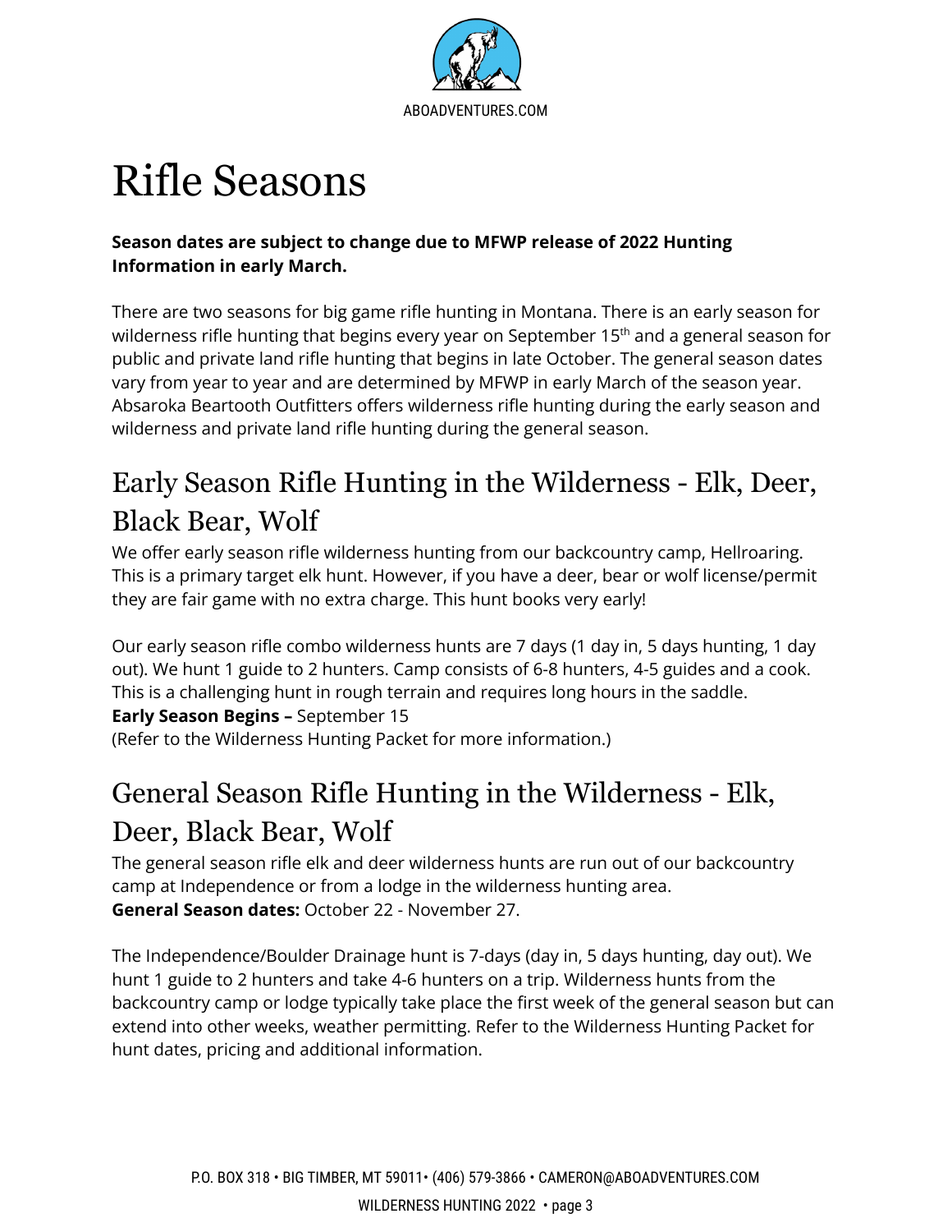# Rifle Seasons

**Season dates are subject to change due to MFWP release of 2022 Hunting Information in early March.**

There are two seasons for big game rifle hunting in Montana. There is an early season for wilderness rifle hunting that begins every year on September 15th and a general season for public and private land rifle hunting that begins in late October. The general season dates vary from year to year and are determined by MFWP in early March of the season year. Absaroka Beartooth Outfitters offers wilderness rifle hunting during the early season and wilderness and private land rifle hunting during the general season.

## Early Season Rifle Hunting in the Wilderness - Elk, Deer, Black Bear, Wolf

We offer early season rifle wilderness hunting from our backcountry camp, Hellroaring. This is a primary target elk hunt. However, if you have a deer, bear or wolf license/permit they are fair game with no extra charge. This hunt books very early!

Our early season rifle combo wilderness hunts are 7 days (1 day in, 5 days hunting, 1 day out). We hunt 1 guide to 2 hunters. Camp consists of 6-8 hunters, 4-5 guides and a cook. This is a challenging hunt in rough terrain and requires long hours in the saddle.
**Early Season Begins –** September 15
(Refer to the Wilderness Hunting Packet for more information.)

## General Season Rifle Hunting in the Wilderness - Elk, Deer, Black Bear, Wolf

The general season rifle elk and deer wilderness hunts are run out of our backcountry camp at Independence or from a lodge in the wilderness hunting area.
**General Season dates:** October 22 - November 27.

The Independence/Boulder Drainage hunt is 7-days (day in, 5 days hunting, day out). We hunt 1 guide to 2 hunters and take 4-6 hunters on a trip. Wilderness hunts from the backcountry camp or lodge typically take place the first week of the general season but can extend into other weeks, weather permitting. Refer to the Wilderness Hunting Packet for hunt dates, pricing and additional information.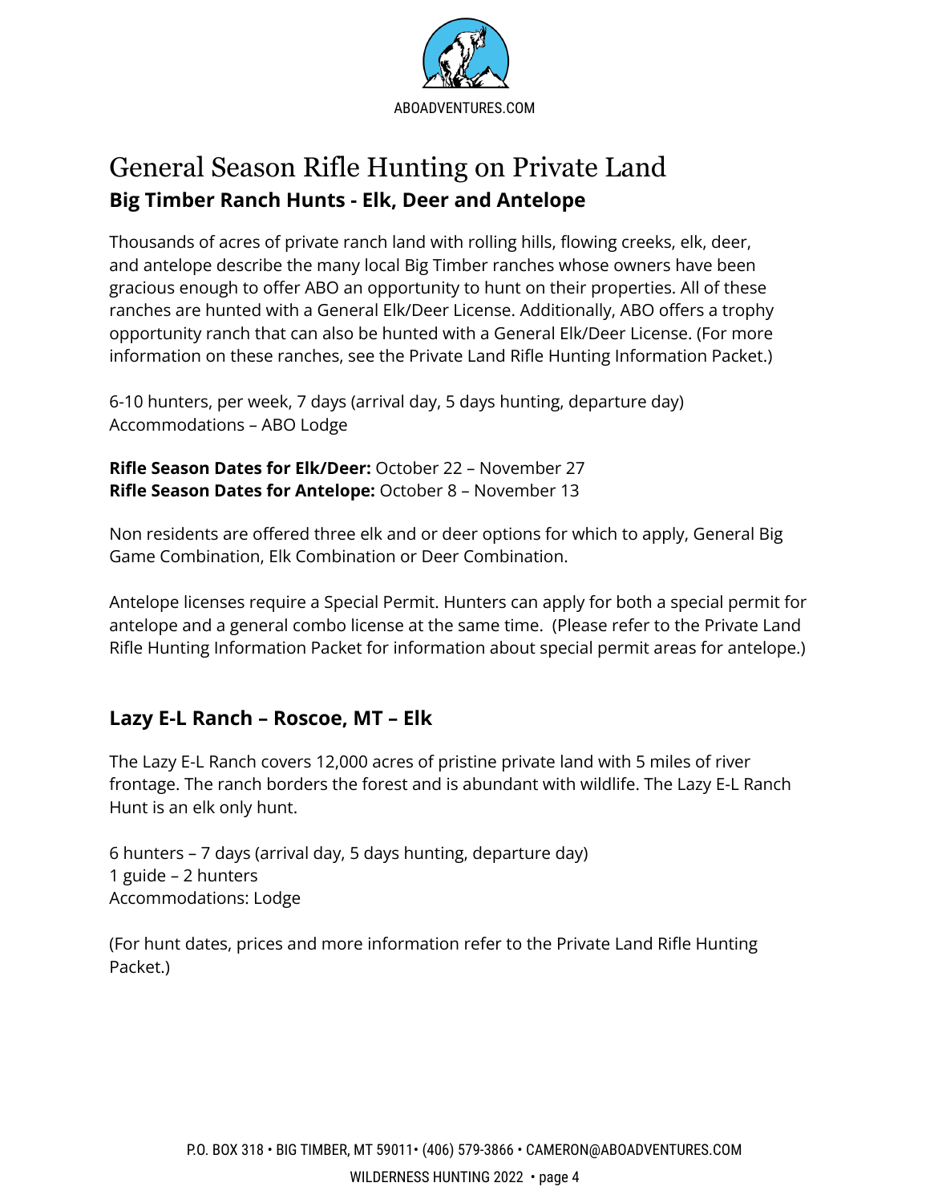# General Season Rifle Hunting on Private Land

## Big Timber Ranch Hunts - Elk, Deer and Antelope

Thousands of acres of private ranch land with rolling hills, flowing creeks, elk, deer, and antelope describe the many local Big Timber ranches whose owners have been gracious enough to offer ABO an opportunity to hunt on their properties. All of these ranches are hunted with a General Elk/Deer License. Additionally, ABO offers a trophy opportunity ranch that can also be hunted with a General Elk/Deer License. (For more information on these ranches, see the Private Land Rifle Hunting Information Packet.)

6-10 hunters, per week, 7 days (arrival day, 5 days hunting, departure day)
Accommodations – ABO Lodge

**Rifle Season Dates for Elk/Deer:** October 22 – November 27
**Rifle Season Dates for Antelope:** October 8 – November 13

Non residents are offered three elk and or deer options for which to apply, General Big Game Combination, Elk Combination or Deer Combination.

Antelope licenses require a Special Permit. Hunters can apply for both a special permit for antelope and a general combo license at the same time. (Please refer to the Private Land Rifle Hunting Information Packet for information about special permit areas for antelope.)

## Lazy E-L Ranch – Roscoe, MT – Elk

The Lazy E-L Ranch covers 12,000 acres of pristine private land with 5 miles of river frontage. The ranch borders the forest and is abundant with wildlife. The Lazy E-L Ranch Hunt is an elk only hunt.

6 hunters – 7 days (arrival day, 5 days hunting, departure day)
1 guide – 2 hunters
Accommodations: Lodge

(For hunt dates, prices and more information refer to the Private Land Rifle Hunting Packet.)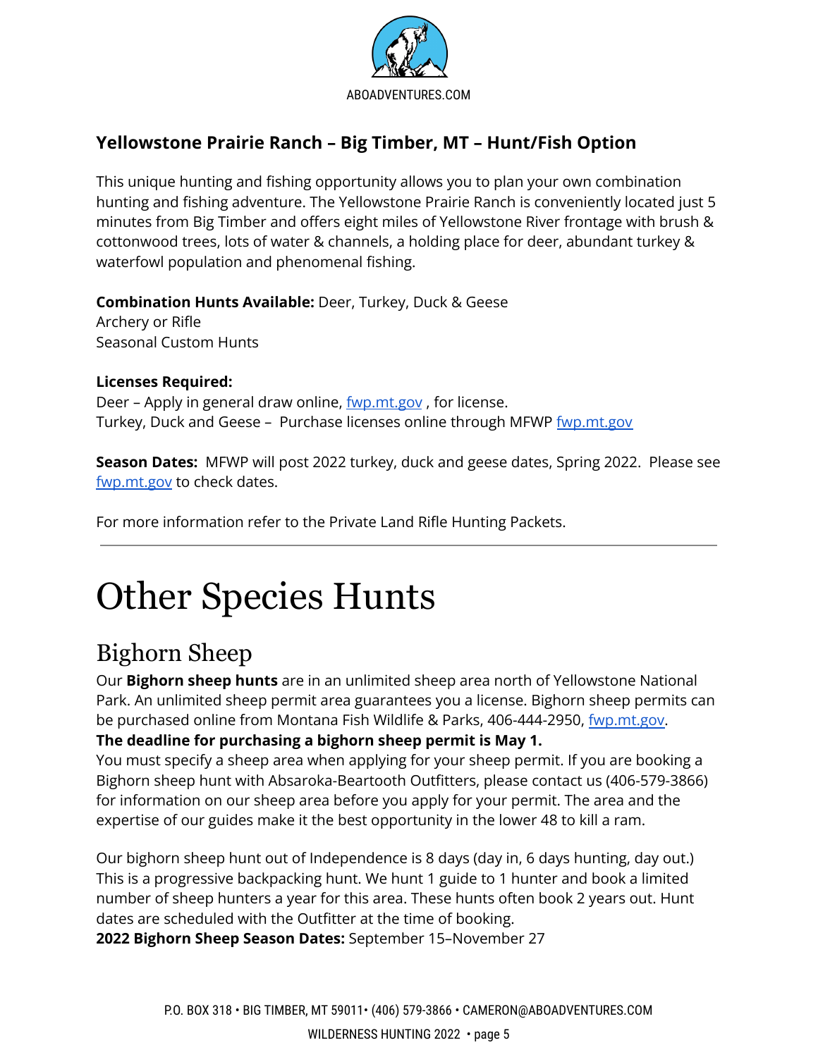### Yellowstone Prairie Ranch – Big Timber, MT – Hunt/Fish Option

This unique hunting and fishing opportunity allows you to plan your own combination hunting and fishing adventure. The Yellowstone Prairie Ranch is conveniently located just 5 minutes from Big Timber and offers eight miles of Yellowstone River frontage with brush & cottonwood trees, lots of water & channels, a holding place for deer, abundant turkey & waterfowl population and phenomenal fishing.

**Combination Hunts Available:** Deer, Turkey, Duck & Geese
Archery or Rifle
Seasonal Custom Hunts

**Licenses Required:**
Deer – Apply in general draw online, fwp.mt.gov , for license.
Turkey, Duck and Geese – Purchase licenses online through MFWP fwp.mt.gov

**Season Dates:** MFWP will post 2022 turkey, duck and geese dates, Spring 2022. Please see fwp.mt.gov to check dates.

For more information refer to the Private Land Rifle Hunting Packets.

---

# Other Species Hunts

## Bighorn Sheep

Our **Bighorn sheep hunts** are in an unlimited sheep area north of Yellowstone National Park. An unlimited sheep permit area guarantees you a license. Bighorn sheep permits can be purchased online from Montana Fish Wildlife & Parks, 406-444-2950, fwp.mt.gov.
**The deadline for purchasing a bighorn sheep permit is May 1.**
You must specify a sheep area when applying for your sheep permit. If you are booking a Bighorn sheep hunt with Absaroka-Beartooth Outfitters, please contact us (406-579-3866) for information on our sheep area before you apply for your permit. The area and the expertise of our guides make it the best opportunity in the lower 48 to kill a ram.

Our bighorn sheep hunt out of Independence is 8 days (day in, 6 days hunting, day out.) This is a progressive backpacking hunt. We hunt 1 guide to 1 hunter and book a limited number of sheep hunters a year for this area. These hunts often book 2 years out. Hunt dates are scheduled with the Outfitter at the time of booking.
**2022 Bighorn Sheep Season Dates:** September 15–November 27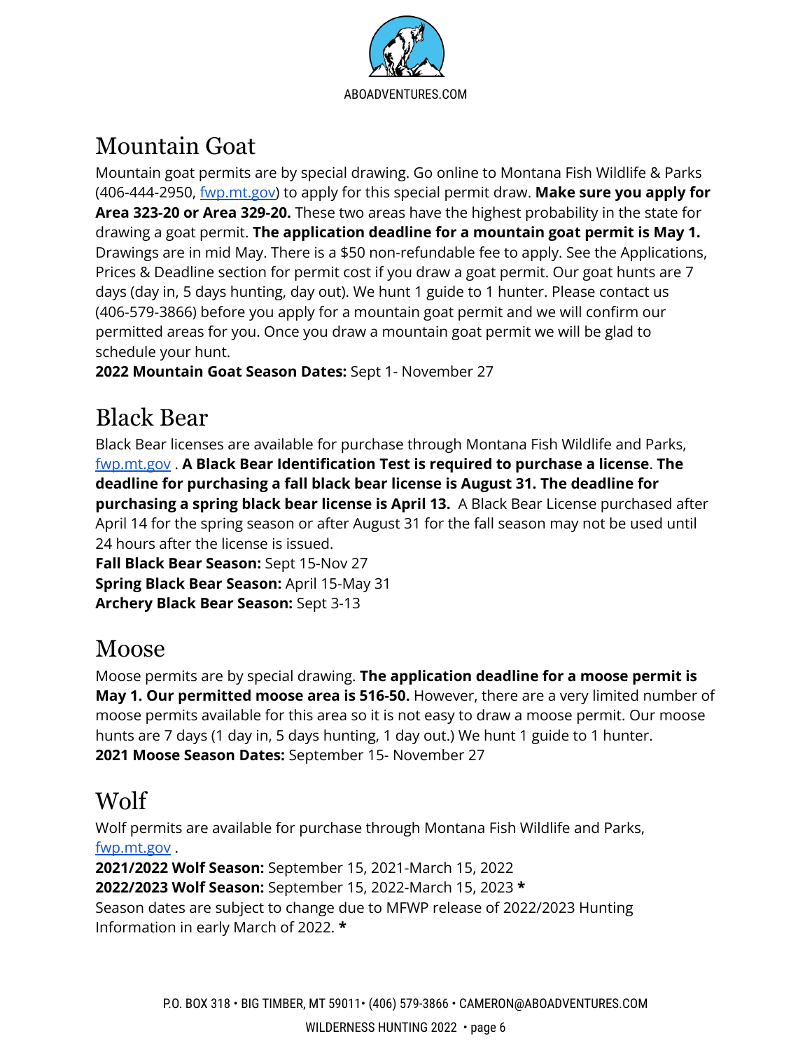## Mountain Goat

Mountain goat permits are by special drawing. Go online to Montana Fish Wildlife & Parks (406-444-2950, [fwp.mt.gov](fwp.mt.gov)) to apply for this special permit draw. **Make sure you apply for Area 323-20 or Area 329-20.** These two areas have the highest probability in the state for drawing a goat permit. **The application deadline for a mountain goat permit is May 1.** Drawings are in mid May. There is a $50 non-refundable fee to apply. See the Applications, Prices & Deadline section for permit cost if you draw a goat permit. Our goat hunts are 7 days (day in, 5 days hunting, day out). We hunt 1 guide to 1 hunter. Please contact us (406-579-3866) before you apply for a mountain goat permit and we will confirm our permitted areas for you. Once you draw a mountain goat permit we will be glad to schedule your hunt.

**2022 Mountain Goat Season Dates:** Sept 1- November 27

## Black Bear

Black Bear licenses are available for purchase through Montana Fish Wildlife and Parks, [fwp.mt.gov](fwp.mt.gov) . **A Black Bear Identification Test is required to purchase a license**. **The deadline for purchasing a fall black bear license is August 31. The deadline for purchasing a spring black bear license is April 13.** A Black Bear License purchased after April 14 for the spring season or after August 31 for the fall season may not be used until 24 hours after the license is issued.

**Fall Black Bear Season:** Sept 15-Nov 27
**Spring Black Bear Season:** April 15-May 31
**Archery Black Bear Season:** Sept 3-13

## Moose

Moose permits are by special drawing. **The application deadline for a moose permit is May 1. Our permitted moose area is 516-50.** However, there are a very limited number of moose permits available for this area so it is not easy to draw a moose permit. Our moose hunts are 7 days (1 day in, 5 days hunting, 1 day out.) We hunt 1 guide to 1 hunter.

**2021 Moose Season Dates:** September 15- November 27

## Wolf

Wolf permits are available for purchase through Montana Fish Wildlife and Parks, [fwp.mt.gov](fwp.mt.gov) .

**2021/2022 Wolf Season:** September 15, 2021-March 15, 2022
**2022/2023 Wolf Season:** September 15, 2022-March 15, 2023 *****
Season dates are subject to change due to MFWP release of 2022/2023 Hunting Information in early March of 2022. *****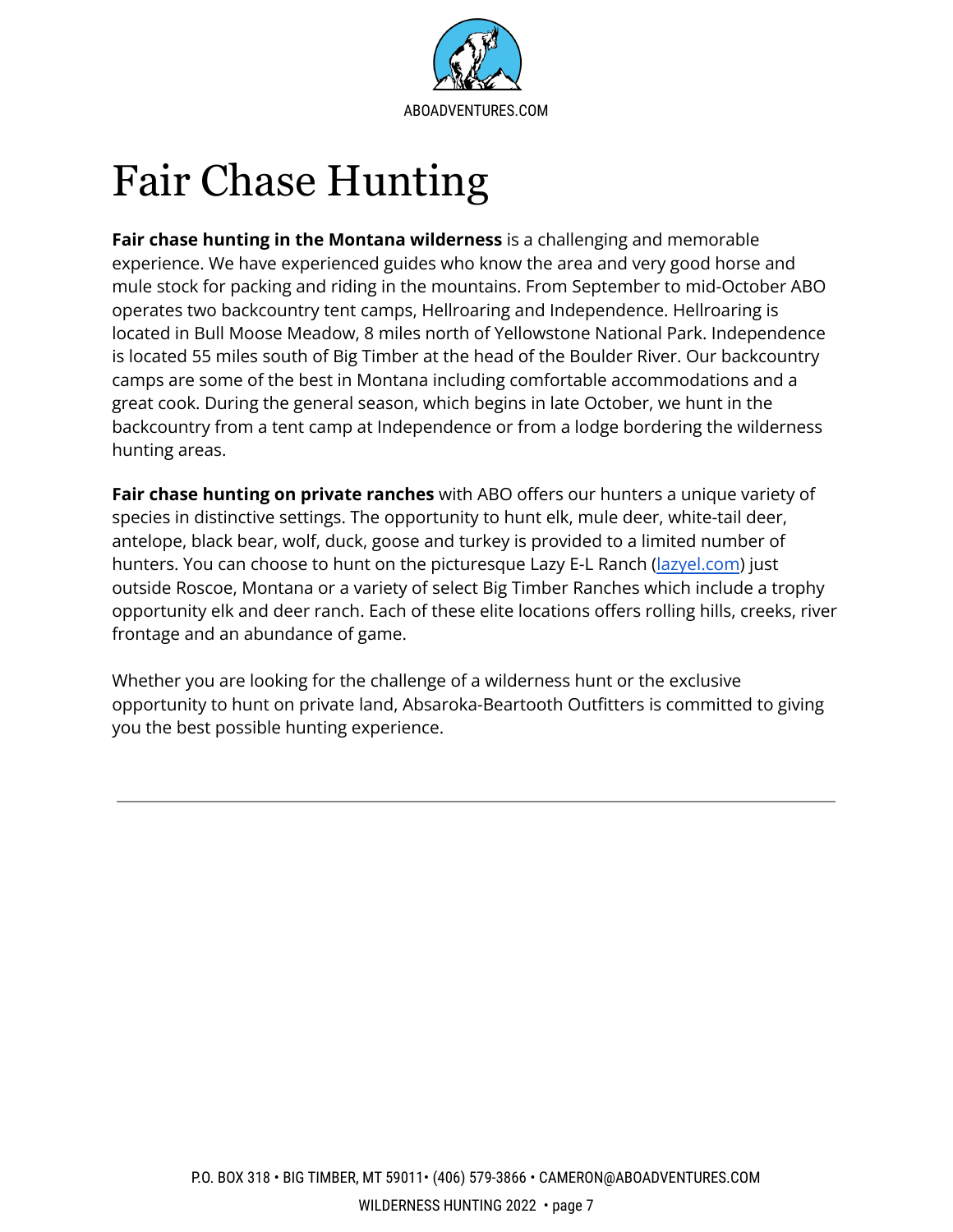# Fair Chase Hunting

**Fair chase hunting in the Montana wilderness** is a challenging and memorable experience. We have experienced guides who know the area and very good horse and mule stock for packing and riding in the mountains. From September to mid-October ABO operates two backcountry tent camps, Hellroaring and Independence. Hellroaring is located in Bull Moose Meadow, 8 miles north of Yellowstone National Park. Independence is located 55 miles south of Big Timber at the head of the Boulder River. Our backcountry camps are some of the best in Montana including comfortable accommodations and a great cook. During the general season, which begins in late October, we hunt in the backcountry from a tent camp at Independence or from a lodge bordering the wilderness hunting areas.

**Fair chase hunting on private ranches** with ABO offers our hunters a unique variety of species in distinctive settings. The opportunity to hunt elk, mule deer, white-tail deer, antelope, black bear, wolf, duck, goose and turkey is provided to a limited number of hunters. You can choose to hunt on the picturesque Lazy E-L Ranch (lazyel.com) just outside Roscoe, Montana or a variety of select Big Timber Ranches which include a trophy opportunity elk and deer ranch. Each of these elite locations offers rolling hills, creeks, river frontage and an abundance of game.

Whether you are looking for the challenge of a wilderness hunt or the exclusive opportunity to hunt on private land, Absaroka-Beartooth Outfitters is committed to giving you the best possible hunting experience.

---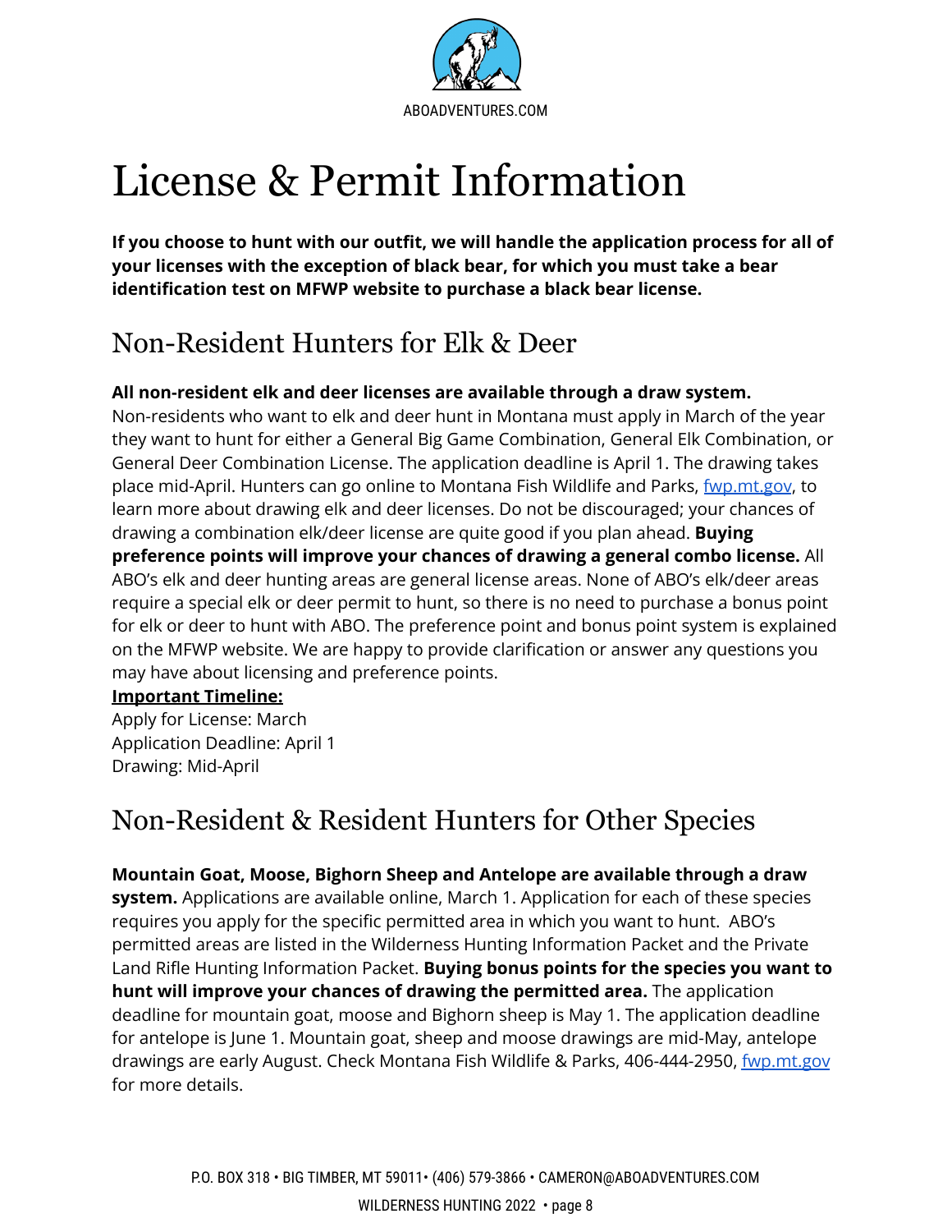# License & Permit Information

**If you choose to hunt with our outfit, we will handle the application process for all of your licenses with the exception of black bear, for which you must take a bear identification test on MFWP website to purchase a black bear license.**

## Non-Resident Hunters for Elk & Deer

**All non-resident elk and deer licenses are available through a draw system.** Non-residents who want to elk and deer hunt in Montana must apply in March of the year they want to hunt for either a General Big Game Combination, General Elk Combination, or General Deer Combination License. The application deadline is April 1. The drawing takes place mid-April. Hunters can go online to Montana Fish Wildlife and Parks, [fwp.mt.gov](fwp.mt.gov), to learn more about drawing elk and deer licenses. Do not be discouraged; your chances of drawing a combination elk/deer license are quite good if you plan ahead. **Buying preference points will improve your chances of drawing a general combo license.** All ABO's elk and deer hunting areas are general license areas. None of ABO's elk/deer areas require a special elk or deer permit to hunt, so there is no need to purchase a bonus point for elk or deer to hunt with ABO. The preference point and bonus point system is explained on the MFWP website. We are happy to provide clarification or answer any questions you may have about licensing and preference points.

**Important Timeline:**
Apply for License: March
Application Deadline: April 1
Drawing: Mid-April

## Non-Resident & Resident Hunters for Other Species

**Mountain Goat, Moose, Bighorn Sheep and Antelope are available through a draw system.** Applications are available online, March 1. Application for each of these species requires you apply for the specific permitted area in which you want to hunt. ABO's permitted areas are listed in the Wilderness Hunting Information Packet and the Private Land Rifle Hunting Information Packet. **Buying bonus points for the species you want to hunt will improve your chances of drawing the permitted area.** The application deadline for mountain goat, moose and Bighorn sheep is May 1. The application deadline for antelope is June 1. Mountain goat, sheep and moose drawings are mid-May, antelope drawings are early August. Check Montana Fish Wildlife & Parks, 406-444-2950, [fwp.mt.gov](fwp.mt.gov) for more details.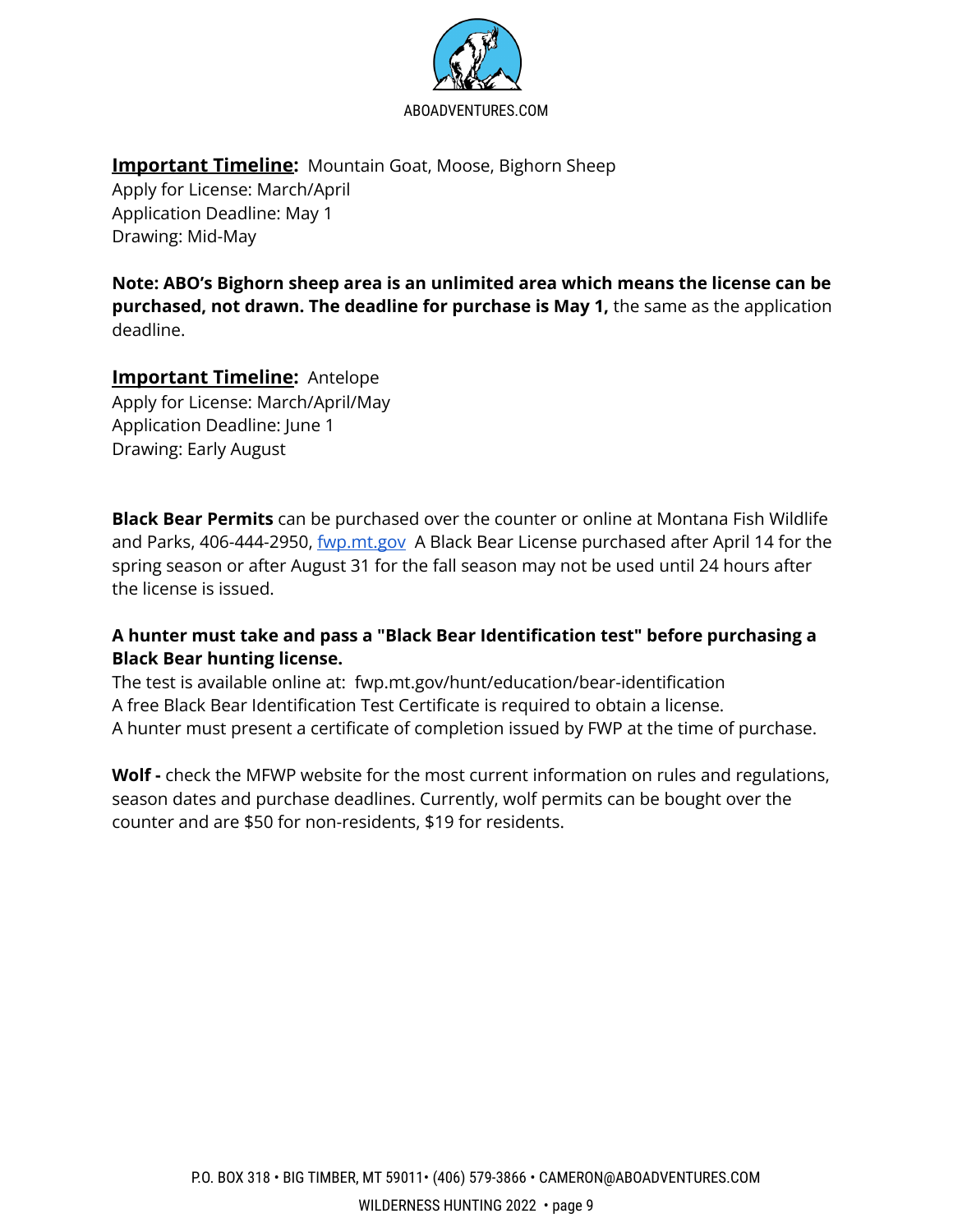**<u>Important Timeline</u>:** Mountain Goat, Moose, Bighorn Sheep
Apply for License: March/April
Application Deadline: May 1
Drawing: Mid-May

**Note: ABO's Bighorn sheep area is an unlimited area which means the license can be purchased, not drawn. The deadline for purchase is May 1,** the same as the application deadline.

**<u>Important Timeline</u>:** Antelope
Apply for License: March/April/May
Application Deadline: June 1
Drawing: Early August

**Black Bear Permits** can be purchased over the counter or online at Montana Fish Wildlife and Parks, 406-444-2950, [fwp.mt.gov](fwp.mt.gov) A Black Bear License purchased after April 14 for the spring season or after August 31 for the fall season may not be used until 24 hours after the license is issued.

**A hunter must take and pass a "Black Bear Identification test" before purchasing a Black Bear hunting license.**
The test is available online at: fwp.mt.gov/hunt/education/bear-identification
A free Black Bear Identification Test Certificate is required to obtain a license.
A hunter must present a certificate of completion issued by FWP at the time of purchase.

**Wolf -** check the MFWP website for the most current information on rules and regulations, season dates and purchase deadlines. Currently, wolf permits can be bought over the counter and are $50 for non-residents, $19 for residents.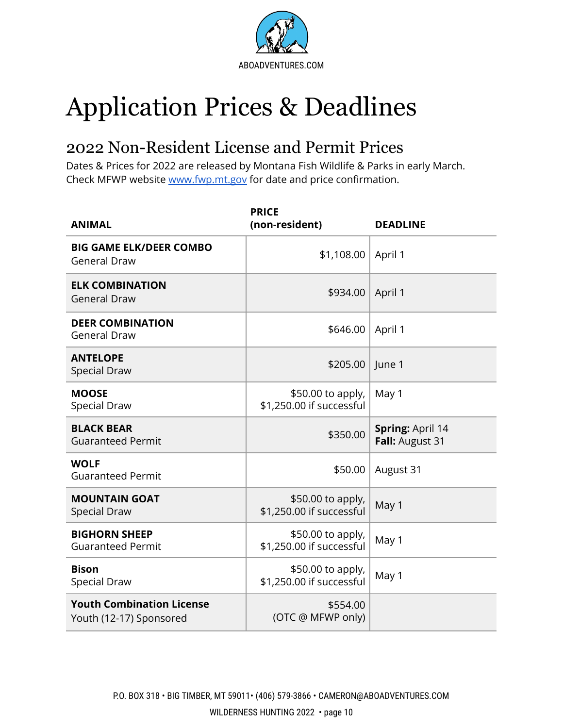# Application Prices & Deadlines

## 2022 Non-Resident License and Permit Prices

Dates & Prices for 2022 are released by Montana Fish Wildlife & Parks in early March. Check MFWP website www.fwp.mt.gov for date and price confirmation.

| ANIMAL | PRICE (non-resident) | DEADLINE |
|---|---|---|
| **BIG GAME ELK/DEER COMBO** General Draw | $1,108.00 | April 1 |
| **ELK COMBINATION** General Draw | $934.00 | April 1 |
| **DEER COMBINATION** General Draw | $646.00 | April 1 |
| **ANTELOPE** Special Draw | $205.00 | June 1 |
| **MOOSE** Special Draw | $50.00 to apply, $1,250.00 if successful | May 1 |
| **BLACK BEAR** Guaranteed Permit | $350.00 | **Spring:** April 14 **Fall:** August 31 |
| **WOLF** Guaranteed Permit | $50.00 | August 31 |
| **MOUNTAIN GOAT** Special Draw | $50.00 to apply, $1,250.00 if successful | May 1 |
| **BIGHORN SHEEP** Guaranteed Permit | $50.00 to apply, $1,250.00 if successful | May 1 |
| **Bison** Special Draw | $50.00 to apply, $1,250.00 if successful | May 1 |
| **Youth Combination License** Youth (12-17) Sponsored | $554.00 (OTC @ MFWP only) | |

P.O. BOX 318 • BIG TIMBER, MT 59011• (406) 579-3866 • CAMERON@ABOADVENTURES.COM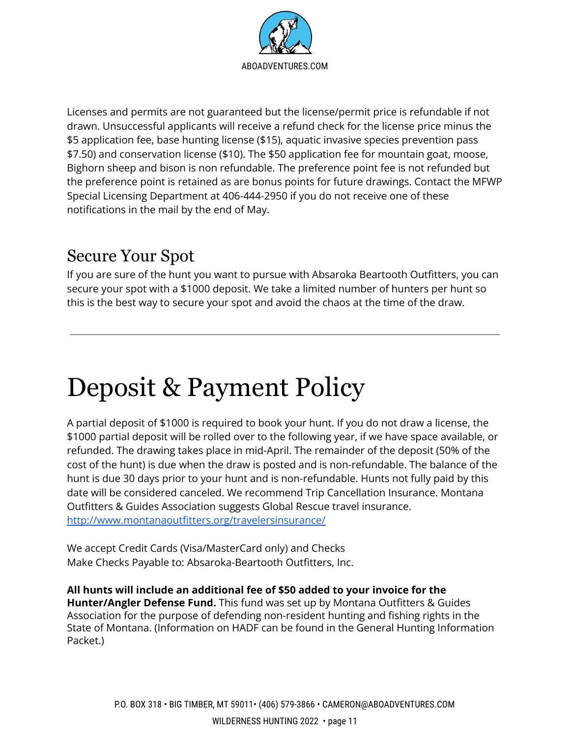Licenses and permits are not guaranteed but the license/permit price is refundable if not drawn. Unsuccessful applicants will receive a refund check for the license price minus the $5 application fee, base hunting license ($15), aquatic invasive species prevention pass $7.50) and conservation license ($10). The $50 application fee for mountain goat, moose, Bighorn sheep and bison is non refundable. The preference point fee is not refunded but the preference point is retained as are bonus points for future drawings. Contact the MFWP Special Licensing Department at 406-444-2950 if you do not receive one of these notifications in the mail by the end of May.

## Secure Your Spot

If you are sure of the hunt you want to pursue with Absaroka Beartooth Outfitters, you can secure your spot with a $1000 deposit. We take a limited number of hunters per hunt so this is the best way to secure your spot and avoid the chaos at the time of the draw.

---

# Deposit & Payment Policy

A partial deposit of $1000 is required to book your hunt. If you do not draw a license, the $1000 partial deposit will be rolled over to the following year, if we have space available, or refunded. The drawing takes place in mid-April. The remainder of the deposit (50% of the cost of the hunt) is due when the draw is posted and is non-refundable. The balance of the hunt is due 30 days prior to your hunt and is non-refundable. Hunts not fully paid by this date will be considered canceled. We recommend Trip Cancellation Insurance. Montana Outfitters & Guides Association suggests Global Rescue travel insurance. [http://www.montanaoutfitters.org/travelersinsurance/](http://www.montanaoutfitters.org/travelersinsurance/)

We accept Credit Cards (Visa/MasterCard only) and Checks
Make Checks Payable to: Absaroka-Beartooth Outfitters, Inc.

**All hunts will include an additional fee of $50 added to your invoice for the Hunter/Angler Defense Fund.** This fund was set up by Montana Outfitters & Guides Association for the purpose of defending non-resident hunting and fishing rights in the State of Montana. (Information on HADF can be found in the General Hunting Information Packet.)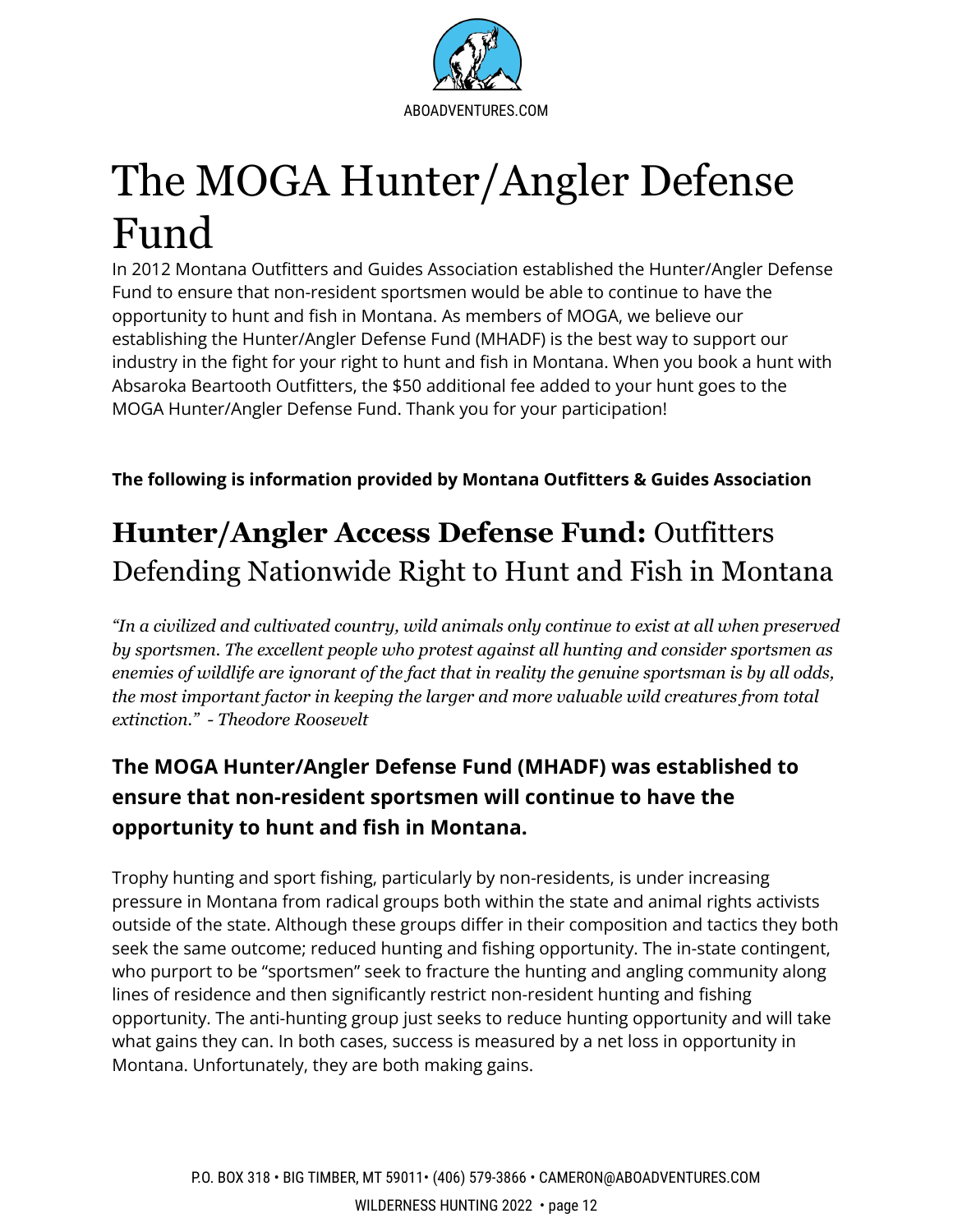# The MOGA Hunter/Angler Defense Fund

In 2012 Montana Outfitters and Guides Association established the Hunter/Angler Defense Fund to ensure that non-resident sportsmen would be able to continue to have the opportunity to hunt and fish in Montana. As members of MOGA, we believe our establishing the Hunter/Angler Defense Fund (MHADF) is the best way to support our industry in the fight for your right to hunt and fish in Montana. When you book a hunt with Absaroka Beartooth Outfitters, the $50 additional fee added to your hunt goes to the MOGA Hunter/Angler Defense Fund. Thank you for your participation!

**The following is information provided by Montana Outfitters & Guides Association**

## **Hunter/Angler Access Defense Fund:** Outfitters Defending Nationwide Right to Hunt and Fish in Montana

*"In a civilized and cultivated country, wild animals only continue to exist at all when preserved by sportsmen. The excellent people who protest against all hunting and consider sportsmen as enemies of wildlife are ignorant of the fact that in reality the genuine sportsman is by all odds, the most important factor in keeping the larger and more valuable wild creatures from total extinction." - Theodore Roosevelt*

### The MOGA Hunter/Angler Defense Fund (MHADF) was established to ensure that non-resident sportsmen will continue to have the opportunity to hunt and fish in Montana.

Trophy hunting and sport fishing, particularly by non-residents, is under increasing pressure in Montana from radical groups both within the state and animal rights activists outside of the state. Although these groups differ in their composition and tactics they both seek the same outcome; reduced hunting and fishing opportunity. The in-state contingent, who purport to be "sportsmen" seek to fracture the hunting and angling community along lines of residence and then significantly restrict non-resident hunting and fishing opportunity. The anti-hunting group just seeks to reduce hunting opportunity and will take what gains they can. In both cases, success is measured by a net loss in opportunity in Montana. Unfortunately, they are both making gains.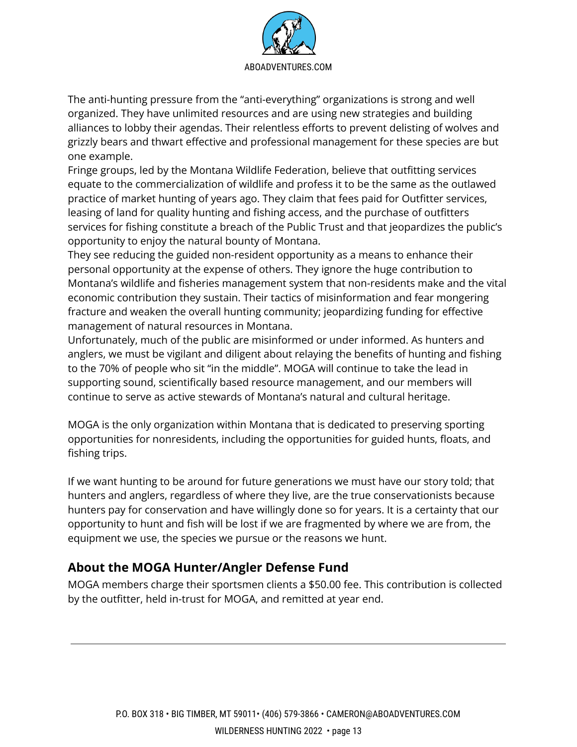The anti-hunting pressure from the "anti-everything" organizations is strong and well organized. They have unlimited resources and are using new strategies and building alliances to lobby their agendas. Their relentless efforts to prevent delisting of wolves and grizzly bears and thwart effective and professional management for these species are but one example.

Fringe groups, led by the Montana Wildlife Federation, believe that outfitting services equate to the commercialization of wildlife and profess it to be the same as the outlawed practice of market hunting of years ago. They claim that fees paid for Outfitter services, leasing of land for quality hunting and fishing access, and the purchase of outfitters services for fishing constitute a breach of the Public Trust and that jeopardizes the public's opportunity to enjoy the natural bounty of Montana.

They see reducing the guided non-resident opportunity as a means to enhance their personal opportunity at the expense of others. They ignore the huge contribution to Montana's wildlife and fisheries management system that non-residents make and the vital economic contribution they sustain. Their tactics of misinformation and fear mongering fracture and weaken the overall hunting community; jeopardizing funding for effective management of natural resources in Montana.

Unfortunately, much of the public are misinformed or under informed. As hunters and anglers, we must be vigilant and diligent about relaying the benefits of hunting and fishing to the 70% of people who sit "in the middle". MOGA will continue to take the lead in supporting sound, scientifically based resource management, and our members will continue to serve as active stewards of Montana's natural and cultural heritage.

MOGA is the only organization within Montana that is dedicated to preserving sporting opportunities for nonresidents, including the opportunities for guided hunts, floats, and fishing trips.

If we want hunting to be around for future generations we must have our story told; that hunters and anglers, regardless of where they live, are the true conservationists because hunters pay for conservation and have willingly done so for years. It is a certainty that our opportunity to hunt and fish will be lost if we are fragmented by where we are from, the equipment we use, the species we pursue or the reasons we hunt.

## About the MOGA Hunter/Angler Defense Fund

MOGA members charge their sportsmen clients a $50.00 fee. This contribution is collected by the outfitter, held in-trust for MOGA, and remitted at year end.